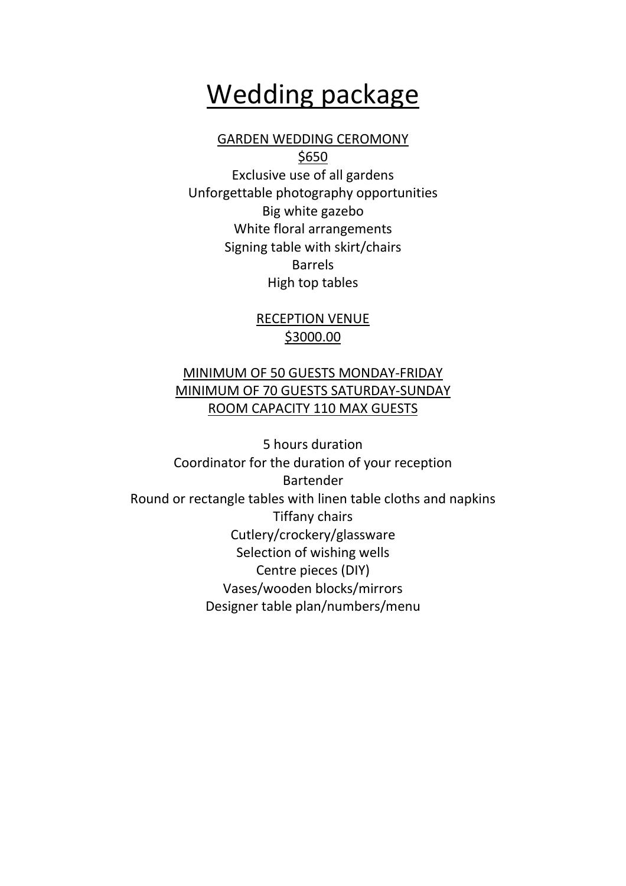# Wedding package

GARDEN WEDDING CEROMONY

$650

Exclusive use of all gardens

Unforgettable photography opportunities

Big white gazebo

White floral arrangements

Signing table with skirt/chairs

Barrels

High top tables

RECEPTION VENUE

$3000.00

MINIMUM OF 50 GUESTS MONDAY-FRIDAY

MINIMUM OF 70 GUESTS SATURDAY-SUNDAY

ROOM CAPACITY 110 MAX GUESTS

5 hours duration

Coordinator for the duration of your reception

Bartender

Round or rectangle tables with linen table cloths and napkins

Tiffany chairs

Cutlery/crockery/glassware

Selection of wishing wells

Centre pieces (DIY)

Vases/wooden blocks/mirrors

Designer table plan/numbers/menu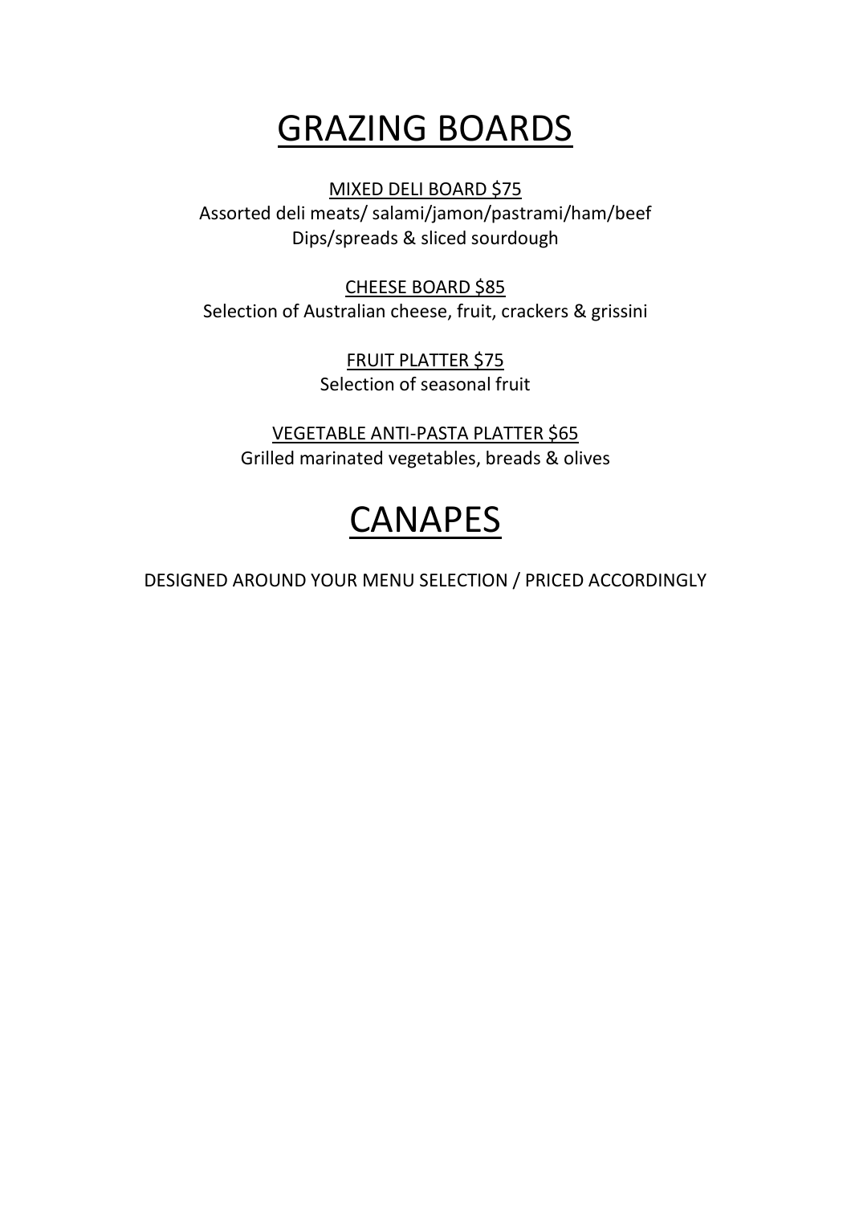# GRAZING BOARDS

MIXED DELI BOARD $75

Assorted deli meats/ salami/jamon/pastrami/ham/beef

Dips/spreads & sliced sourdough

CHEESE BOARD $85

Selection of Australian cheese, fruit, crackers & grissini

FRUIT PLATTER $75

Selection of seasonal fruit

VEGETABLE ANTI-PASTA PLATTER $65

Grilled marinated vegetables, breads & olives

# CANAPES

DESIGNED AROUND YOUR MENU SELECTION / PRICED ACCORDINGLY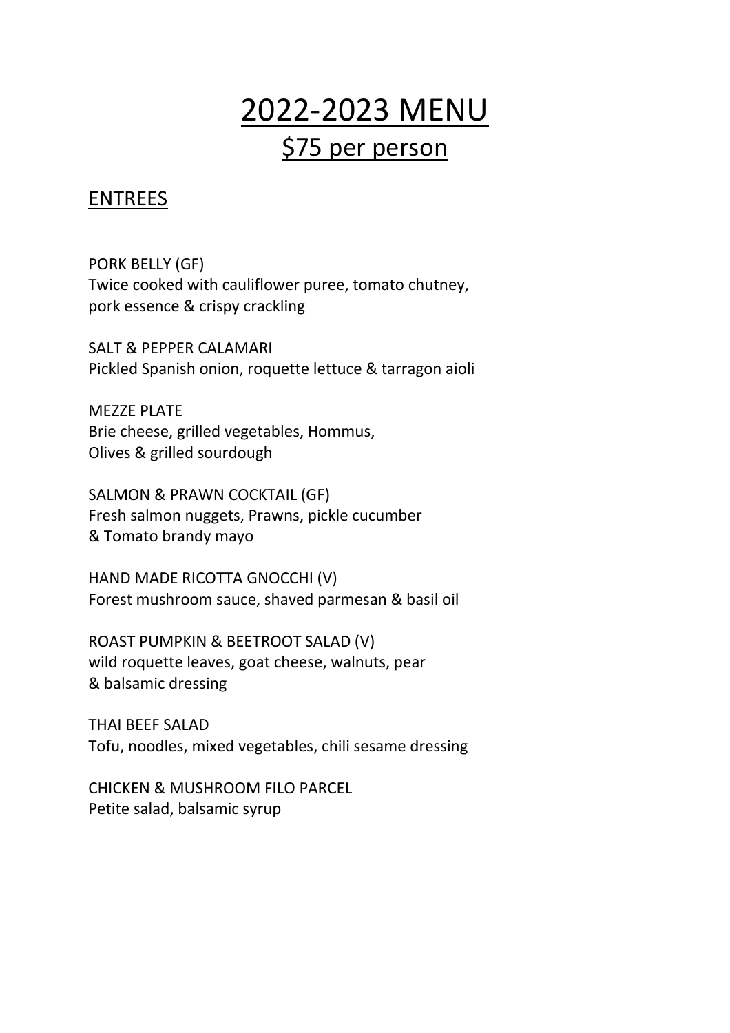# 2022-2023 MENU

## $75 per person

### ENTREES

PORK BELLY (GF)
Twice cooked with cauliflower puree, tomato chutney, pork essence & crispy crackling

SALT & PEPPER CALAMARI
Pickled Spanish onion, roquette lettuce & tarragon aioli

MEZZE PLATE
Brie cheese, grilled vegetables, Hommus, Olives & grilled sourdough

SALMON & PRAWN COCKTAIL (GF)
Fresh salmon nuggets, Prawns, pickle cucumber & Tomato brandy mayo

HAND MADE RICOTTA GNOCCHI (V)
Forest mushroom sauce, shaved parmesan & basil oil

ROAST PUMPKIN & BEETROOT SALAD (V)
wild roquette leaves, goat cheese, walnuts, pear & balsamic dressing

THAI BEEF SALAD
Tofu, noodles, mixed vegetables, chili sesame dressing

CHICKEN & MUSHROOM FILO PARCEL
Petite salad, balsamic syrup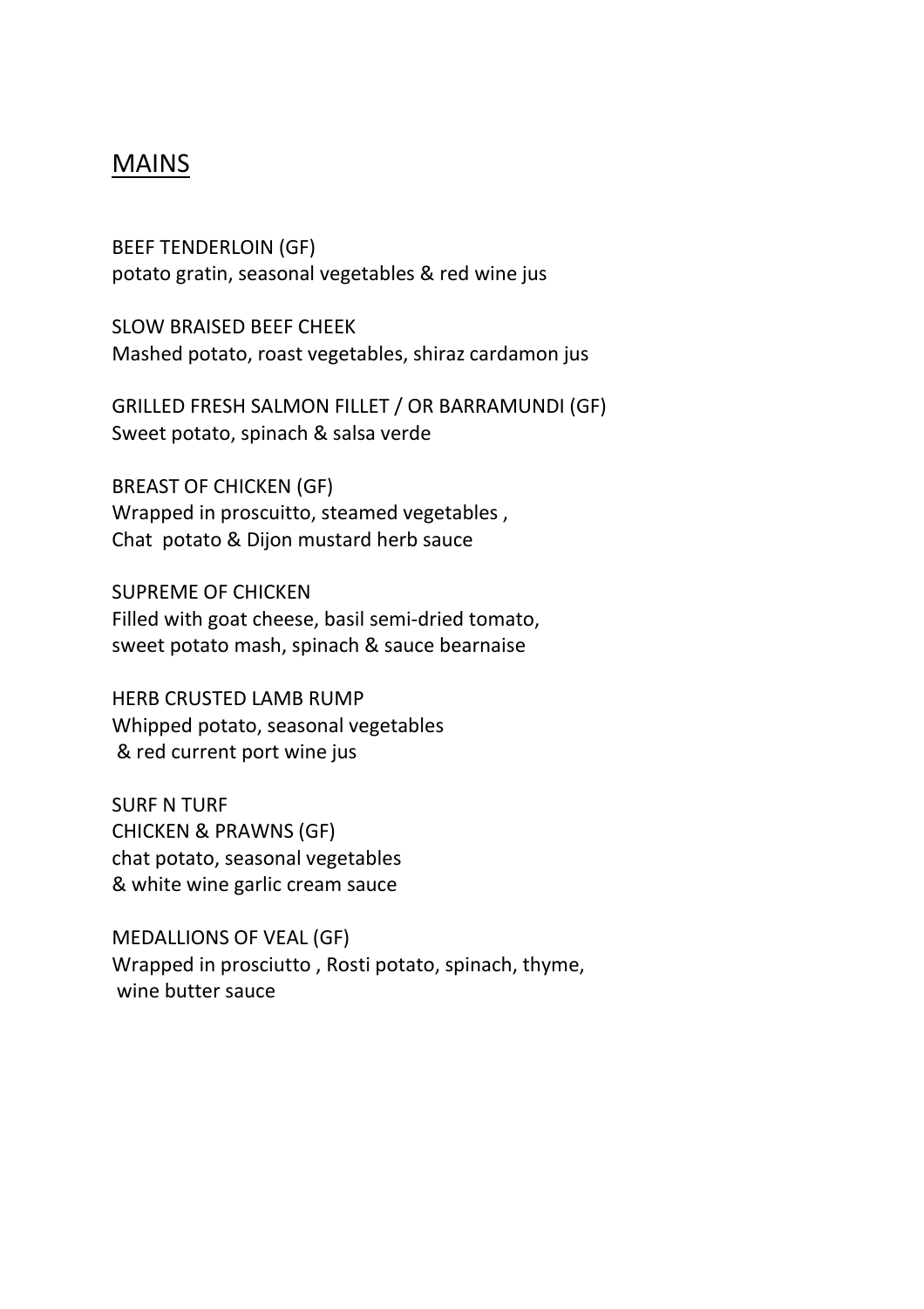## MAINS

BEEF TENDERLOIN (GF)
potato gratin, seasonal vegetables & red wine jus

SLOW BRAISED BEEF CHEEK
Mashed potato, roast vegetables, shiraz cardamon jus

GRILLED FRESH SALMON FILLET / OR BARRAMUNDI (GF)
Sweet potato, spinach & salsa verde

BREAST OF CHICKEN (GF)
Wrapped in proscuitto, steamed vegetables ,
Chat potato & Dijon mustard herb sauce

SUPREME OF CHICKEN
Filled with goat cheese, basil semi-dried tomato,
sweet potato mash, spinach & sauce bearnaise

HERB CRUSTED LAMB RUMP
Whipped potato, seasonal vegetables
& red current port wine jus

SURF N TURF
CHICKEN & PRAWNS (GF)
chat potato, seasonal vegetables
& white wine garlic cream sauce

MEDALLIONS OF VEAL (GF)
Wrapped in prosciutto , Rosti potato, spinach, thyme,
wine butter sauce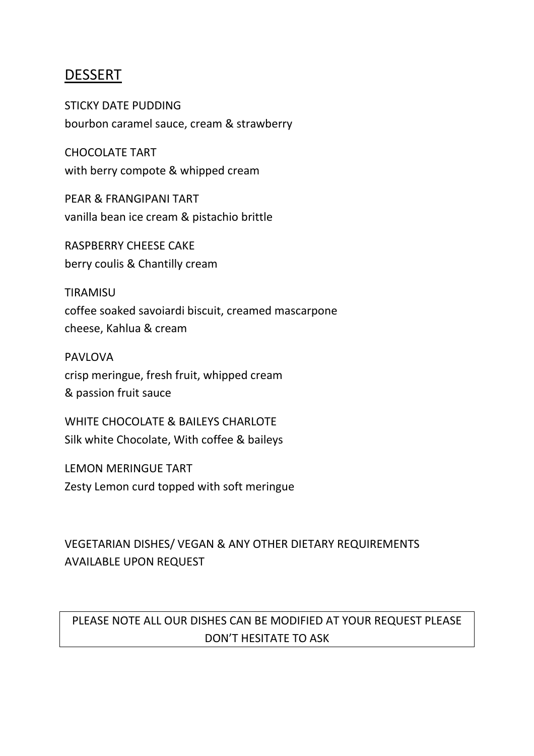## DESSERT

STICKY DATE PUDDING
bourbon caramel sauce, cream & strawberry

CHOCOLATE TART
with berry compote & whipped cream

PEAR & FRANGIPANI TART
vanilla bean ice cream & pistachio brittle

RASPBERRY CHEESE CAKE
berry coulis & Chantilly cream

TIRAMISU
coffee soaked savoiardi biscuit, creamed mascarpone cheese, Kahlua & cream

PAVLOVA
crisp meringue, fresh fruit, whipped cream & passion fruit sauce

WHITE CHOCOLATE & BAILEYS CHARLOTE
Silk white Chocolate, With coffee & baileys

LEMON MERINGUE TART
Zesty Lemon curd topped with soft meringue

VEGETARIAN DISHES/ VEGAN & ANY OTHER DIETARY REQUIREMENTS AVAILABLE UPON REQUEST

PLEASE NOTE ALL OUR DISHES CAN BE MODIFIED AT YOUR REQUEST PLEASE DON'T HESITATE TO ASK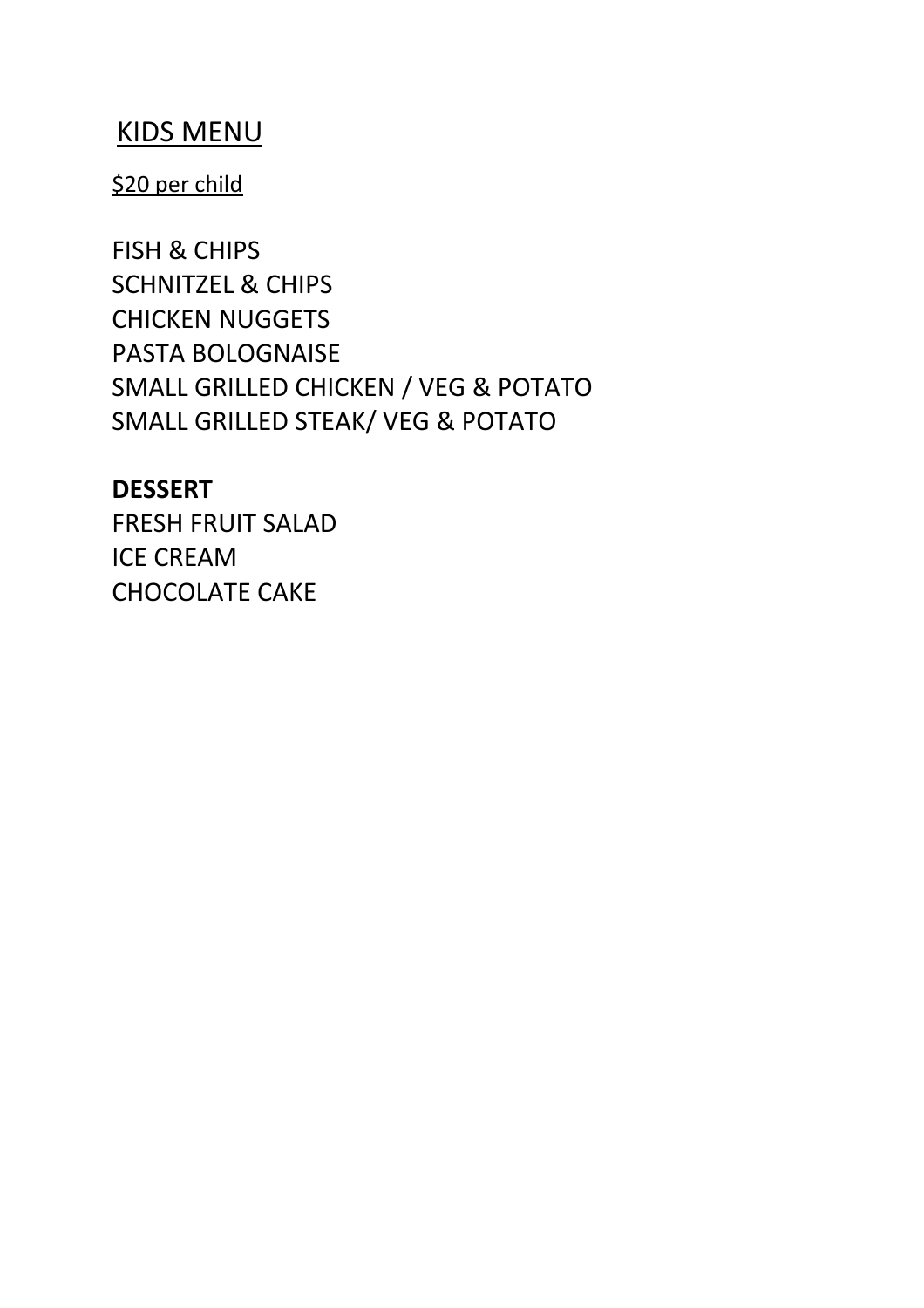# KIDS MENU

$20 per child

FISH & CHIPS
SCHNITZEL & CHIPS
CHICKEN NUGGETS
PASTA BOLOGNAISE
SMALL GRILLED CHICKEN / VEG & POTATO
SMALL GRILLED STEAK/ VEG & POTATO

**DESSERT**

FRESH FRUIT SALAD
ICE CREAM
CHOCOLATE CAKE